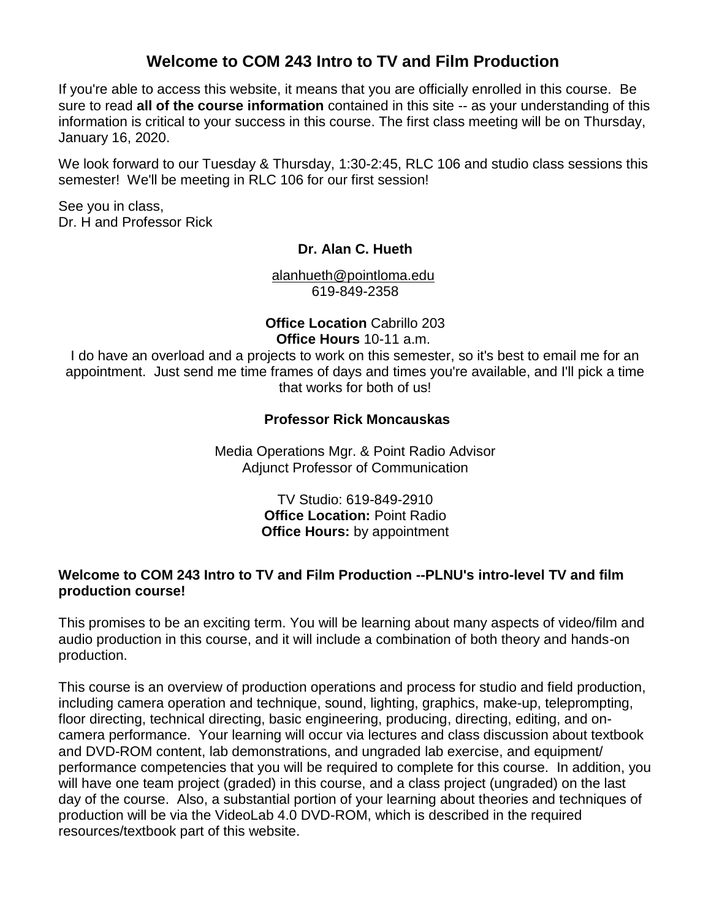# Welcome to COM 243 Intro to TV and Film Production

If you're able to access this website, it means that you are officially enrolled in this course. Be sure to read **all of the course information** contained in this site -- as your understanding of this information is critical to your success in this course. The first class meeting will be on Thursday, January 16, 2020.

We look forward to our Tuesday & Thursday, 1:30-2:45, RLC 106 and studio class sessions this semester! We'll be meeting in RLC 106 for our first session!

See you in class,
Dr. H and Professor Rick

**Dr. Alan C. Hueth**

alanhueth@pointloma.edu
619-849-2358

**Office Location** Cabrillo 203
**Office Hours** 10-11 a.m.

I do have an overload and a projects to work on this semester, so it's best to email me for an appointment. Just send me time frames of days and times you're available, and I'll pick a time that works for both of us!

**Professor Rick Moncauskas**

Media Operations Mgr. & Point Radio Advisor
Adjunct Professor of Communication

TV Studio: 619-849-2910
**Office Location:** Point Radio
**Office Hours:** by appointment

**Welcome to COM 243 Intro to TV and Film Production --PLNU's intro-level TV and film production course!**

This promises to be an exciting term. You will be learning about many aspects of video/film and audio production in this course, and it will include a combination of both theory and hands-on production.

This course is an overview of production operations and process for studio and field production, including camera operation and technique, sound, lighting, graphics, make-up, teleprompting, floor directing, technical directing, basic engineering, producing, directing, editing, and on-camera performance. Your learning will occur via lectures and class discussion about textbook and DVD-ROM content, lab demonstrations, and ungraded lab exercise, and equipment/ performance competencies that you will be required to complete for this course. In addition, you will have one team project (graded) in this course, and a class project (ungraded) on the last day of the course. Also, a substantial portion of your learning about theories and techniques of production will be via the VideoLab 4.0 DVD-ROM, which is described in the required resources/textbook part of this website.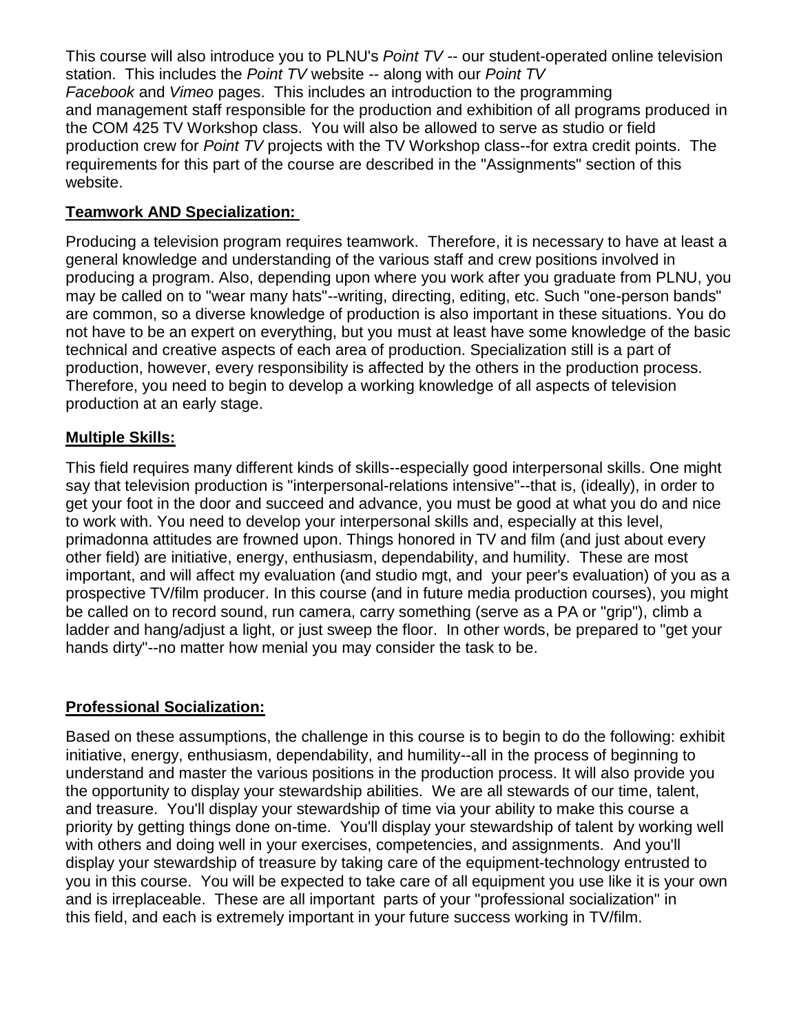This course will also introduce you to PLNU's *Point TV* -- our student-operated online television station. This includes the *Point TV* website -- along with our *Point TV Facebook* and *Vimeo* pages. This includes an introduction to the programming and management staff responsible for the production and exhibition of all programs produced in the COM 425 TV Workshop class. You will also be allowed to serve as studio or field production crew for *Point TV* projects with the TV Workshop class--for extra credit points. The requirements for this part of the course are described in the "Assignments" section of this website.

**Teamwork AND Specialization:**

Producing a television program requires teamwork. Therefore, it is necessary to have at least a general knowledge and understanding of the various staff and crew positions involved in producing a program. Also, depending upon where you work after you graduate from PLNU, you may be called on to "wear many hats"--writing, directing, editing, etc. Such "one-person bands" are common, so a diverse knowledge of production is also important in these situations. You do not have to be an expert on everything, but you must at least have some knowledge of the basic technical and creative aspects of each area of production. Specialization still is a part of production, however, every responsibility is affected by the others in the production process. Therefore, you need to begin to develop a working knowledge of all aspects of television production at an early stage.

**Multiple Skills:**

This field requires many different kinds of skills--especially good interpersonal skills. One might say that television production is "interpersonal-relations intensive"--that is, (ideally), in order to get your foot in the door and succeed and advance, you must be good at what you do and nice to work with. You need to develop your interpersonal skills and, especially at this level, primadonna attitudes are frowned upon. Things honored in TV and film (and just about every other field) are initiative, energy, enthusiasm, dependability, and humility. These are most important, and will affect my evaluation (and studio mgt, and your peer's evaluation) of you as a prospective TV/film producer. In this course (and in future media production courses), you might be called on to record sound, run camera, carry something (serve as a PA or "grip"), climb a ladder and hang/adjust a light, or just sweep the floor. In other words, be prepared to "get your hands dirty"--no matter how menial you may consider the task to be.

**Professional Socialization:**

Based on these assumptions, the challenge in this course is to begin to do the following: exhibit initiative, energy, enthusiasm, dependability, and humility--all in the process of beginning to understand and master the various positions in the production process. It will also provide you the opportunity to display your stewardship abilities. We are all stewards of our time, talent, and treasure. You'll display your stewardship of time via your ability to make this course a priority by getting things done on-time. You'll display your stewardship of talent by working well with others and doing well in your exercises, competencies, and assignments. And you'll display your stewardship of treasure by taking care of the equipment-technology entrusted to you in this course. You will be expected to take care of all equipment you use like it is your own and is irreplaceable. These are all important parts of your "professional socialization" in this field, and each is extremely important in your future success working in TV/film.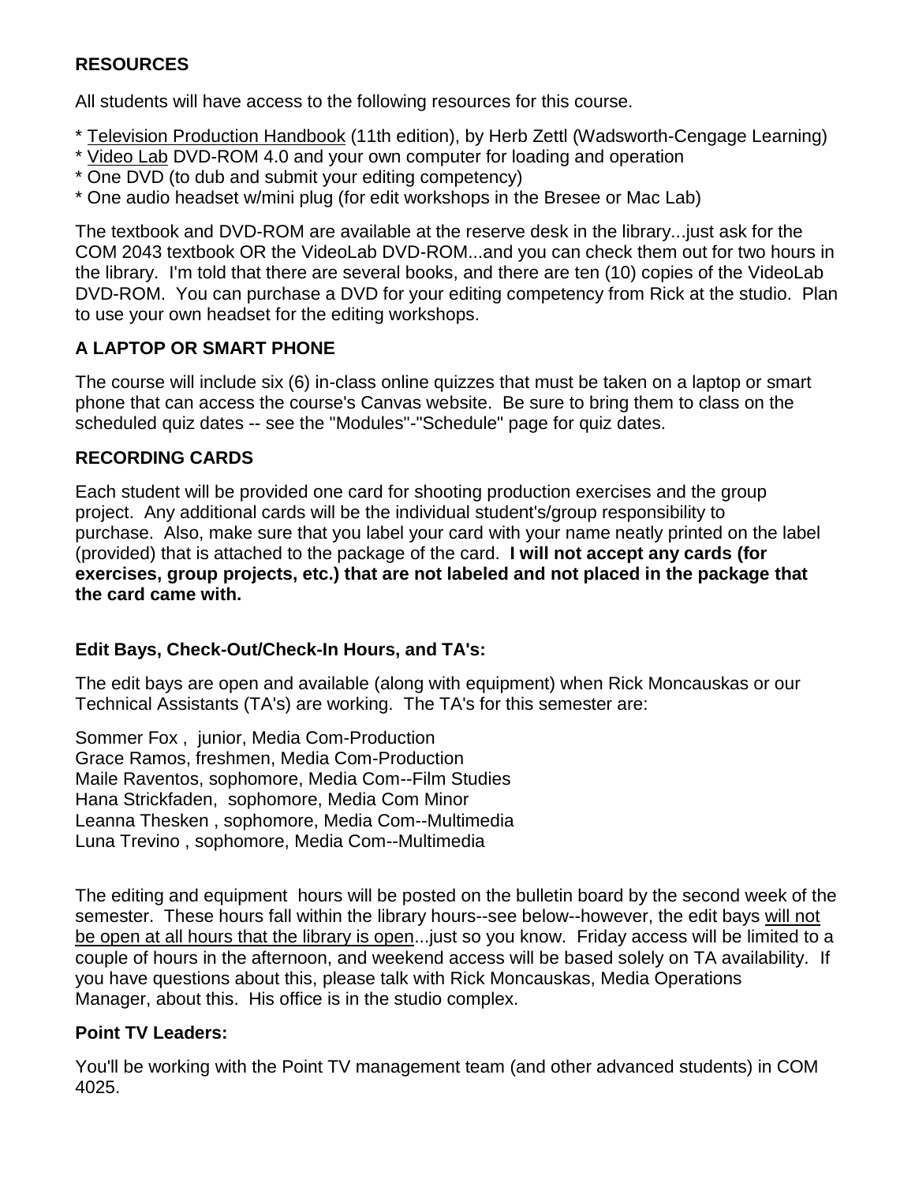## RESOURCES

All students will have access to the following resources for this course.

* Television Production Handbook (11th edition), by Herb Zettl (Wadsworth-Cengage Learning)
* Video Lab DVD-ROM 4.0 and your own computer for loading and operation
* One DVD (to dub and submit your editing competency)
* One audio headset w/mini plug (for edit workshops in the Bresee or Mac Lab)

The textbook and DVD-ROM are available at the reserve desk in the library...just ask for the COM 2043 textbook OR the VideoLab DVD-ROM...and you can check them out for two hours in the library. I'm told that there are several books, and there are ten (10) copies of the VideoLab DVD-ROM. You can purchase a DVD for your editing competency from Rick at the studio. Plan to use your own headset for the editing workshops.

## A LAPTOP OR SMART PHONE

The course will include six (6) in-class online quizzes that must be taken on a laptop or smart phone that can access the course's Canvas website. Be sure to bring them to class on the scheduled quiz dates -- see the "Modules"-"Schedule" page for quiz dates.

## RECORDING CARDS

Each student will be provided one card for shooting production exercises and the group project. Any additional cards will be the individual student's/group responsibility to purchase. Also, make sure that you label your card with your name neatly printed on the label (provided) that is attached to the package of the card. **I will not accept any cards (for exercises, group projects, etc.) that are not labeled and not placed in the package that the card came with.**

### Edit Bays, Check-Out/Check-In Hours, and TA's:

The edit bays are open and available (along with equipment) when Rick Moncauskas or our Technical Assistants (TA's) are working. The TA's for this semester are:

Sommer Fox , junior, Media Com-Production
Grace Ramos, freshmen, Media Com-Production
Maile Raventos, sophomore, Media Com--Film Studies
Hana Strickfaden, sophomore, Media Com Minor
Leanna Thesken , sophomore, Media Com--Multimedia
Luna Trevino , sophomore, Media Com--Multimedia

The editing and equipment hours will be posted on the bulletin board by the second week of the semester. These hours fall within the library hours--see below--however, the edit bays will not be open at all hours that the library is open...just so you know. Friday access will be limited to a couple of hours in the afternoon, and weekend access will be based solely on TA availability. If you have questions about this, please talk with Rick Moncauskas, Media Operations Manager, about this. His office is in the studio complex.

### Point TV Leaders:

You'll be working with the Point TV management team (and other advanced students) in COM 4025.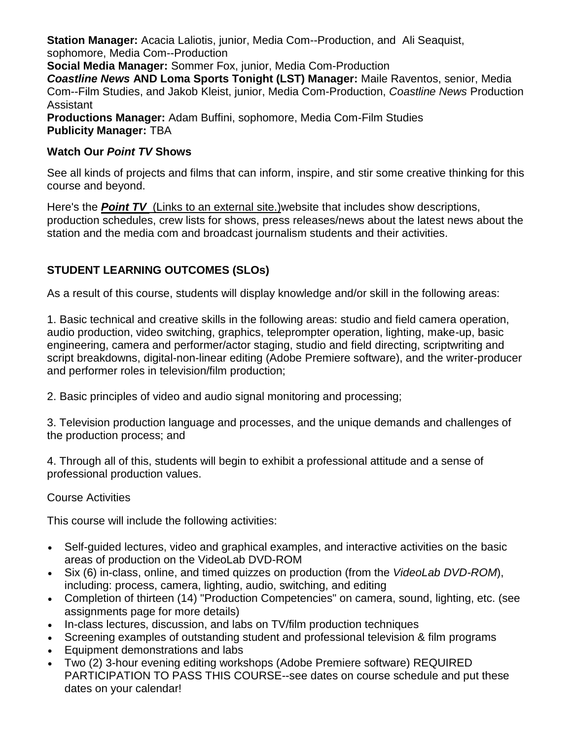**Station Manager:** Acacia Laliotis, junior, Media Com--Production, and Ali Seaquist, sophomore, Media Com--Production
**Social Media Manager:** Sommer Fox, junior, Media Com-Production
***Coastline News* AND Loma Sports Tonight (LST) Manager:** Maile Raventos, senior, Media Com--Film Studies, and Jakob Kleist, junior, Media Com-Production, *Coastline News* Production Assistant
**Productions Manager:** Adam Buffini, sophomore, Media Com-Film Studies
**Publicity Manager:** TBA

### Watch Our *Point TV* Shows

See all kinds of projects and films that can inform, inspire, and stir some creative thinking for this course and beyond.

Here's the ***Point TV*** (Links to an external site.)website that includes show descriptions, production schedules, crew lists for shows, press releases/news about the latest news about the station and the media com and broadcast journalism students and their activities.

## STUDENT LEARNING OUTCOMES (SLOs)

As a result of this course, students will display knowledge and/or skill in the following areas:

1. Basic technical and creative skills in the following areas: studio and field camera operation, audio production, video switching, graphics, teleprompter operation, lighting, make-up, basic engineering, camera and performer/actor staging, studio and field directing, scriptwriting and script breakdowns, digital-non-linear editing (Adobe Premiere software), and the writer-producer and performer roles in television/film production;

2. Basic principles of video and audio signal monitoring and processing;

3. Television production language and processes, and the unique demands and challenges of the production process; and

4. Through all of this, students will begin to exhibit a professional attitude and a sense of professional production values.

Course Activities

This course will include the following activities:

- Self-guided lectures, video and graphical examples, and interactive activities on the basic areas of production on the VideoLab DVD-ROM
- Six (6) in-class, online, and timed quizzes on production (from the *VideoLab DVD-ROM*), including: process, camera, lighting, audio, switching, and editing
- Completion of thirteen (14) "Production Competencies" on camera, sound, lighting, etc. (see assignments page for more details)
- In-class lectures, discussion, and labs on TV/film production techniques
- Screening examples of outstanding student and professional television & film programs
- Equipment demonstrations and labs
- Two (2) 3-hour evening editing workshops (Adobe Premiere software) REQUIRED PARTICIPATION TO PASS THIS COURSE--see dates on course schedule and put these dates on your calendar!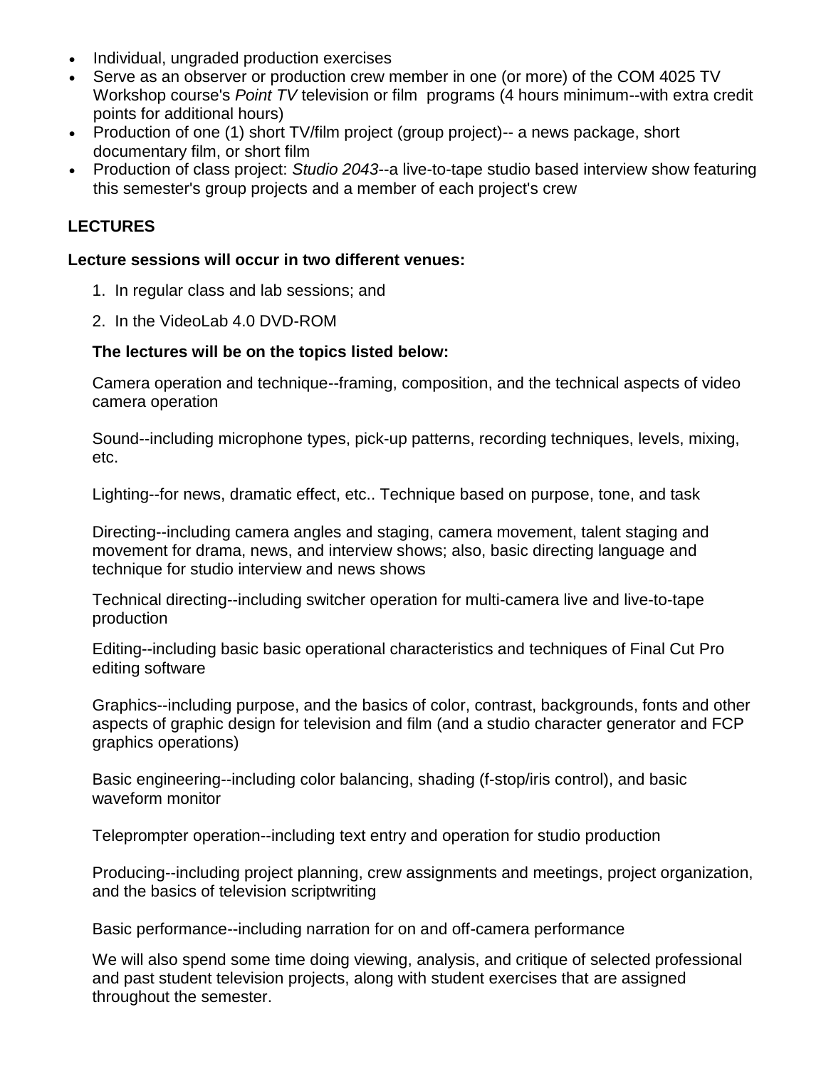- Individual, ungraded production exercises
- Serve as an observer or production crew member in one (or more) of the COM 4025 TV Workshop course's *Point TV* television or film programs (4 hours minimum--with extra credit points for additional hours)
- Production of one (1) short TV/film project (group project)-- a news package, short documentary film, or short film
- Production of class project: *Studio 2043*--a live-to-tape studio based interview show featuring this semester's group projects and a member of each project's crew

**LECTURES**

**Lecture sessions will occur in two different venues:**

1. In regular class and lab sessions; and
2. In the VideoLab 4.0 DVD-ROM

**The lectures will be on the topics listed below:**

Camera operation and technique--framing, composition, and the technical aspects of video camera operation

Sound--including microphone types, pick-up patterns, recording techniques, levels, mixing, etc.

Lighting--for news, dramatic effect, etc.. Technique based on purpose, tone, and task

Directing--including camera angles and staging, camera movement, talent staging and movement for drama, news, and interview shows; also, basic directing language and technique for studio interview and news shows

Technical directing--including switcher operation for multi-camera live and live-to-tape production

Editing--including basic basic operational characteristics and techniques of Final Cut Pro editing software

Graphics--including purpose, and the basics of color, contrast, backgrounds, fonts and other aspects of graphic design for television and film (and a studio character generator and FCP graphics operations)

Basic engineering--including color balancing, shading (f-stop/iris control), and basic waveform monitor

Teleprompter operation--including text entry and operation for studio production

Producing--including project planning, crew assignments and meetings, project organization, and the basics of television scriptwriting

Basic performance--including narration for on and off-camera performance

We will also spend some time doing viewing, analysis, and critique of selected professional and past student television projects, along with student exercises that are assigned throughout the semester.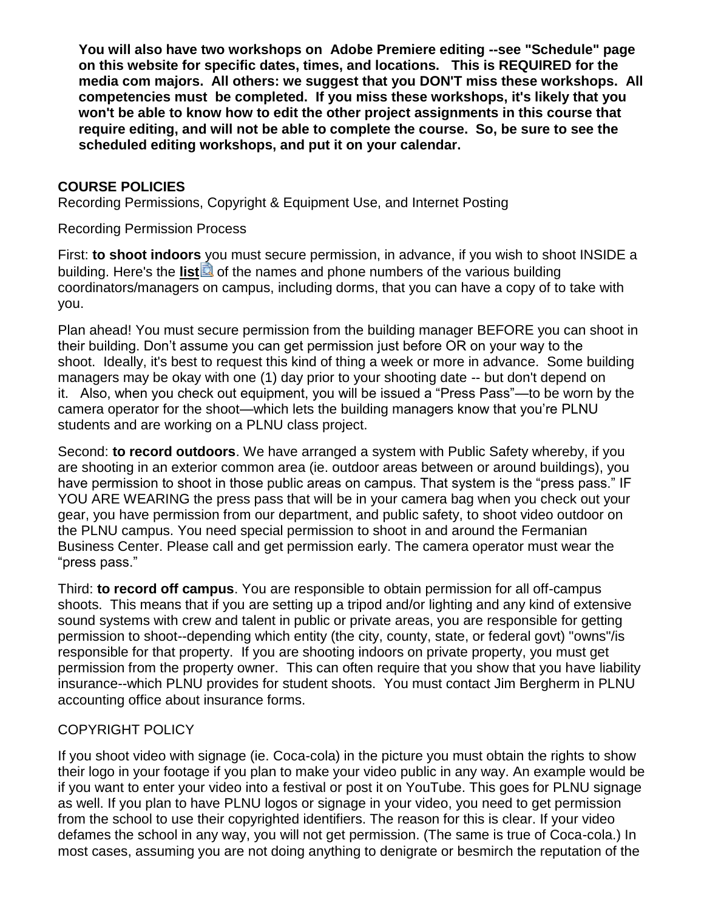**You will also have two workshops on Adobe Premiere editing --see "Schedule" page on this website for specific dates, times, and locations. This is REQUIRED for the media com majors. All others: we suggest that you DON'T miss these workshops. All competencies must be completed. If you miss these workshops, it's likely that you won't be able to know how to edit the other project assignments in this course that require editing, and will not be able to complete the course. So, be sure to see the scheduled editing workshops, and put it on your calendar.**

## COURSE POLICIES

Recording Permissions, Copyright & Equipment Use, and Internet Posting

Recording Permission Process

First: **to shoot indoors** you must secure permission, in advance, if you wish to shoot INSIDE a building. Here's the **list** of the names and phone numbers of the various building coordinators/managers on campus, including dorms, that you can have a copy of to take with you.

Plan ahead! You must secure permission from the building manager BEFORE you can shoot in their building. Don't assume you can get permission just before OR on your way to the shoot. Ideally, it's best to request this kind of thing a week or more in advance. Some building managers may be okay with one (1) day prior to your shooting date -- but don't depend on it. Also, when you check out equipment, you will be issued a "Press Pass"—to be worn by the camera operator for the shoot—which lets the building managers know that you're PLNU students and are working on a PLNU class project.

Second: **to record outdoors**. We have arranged a system with Public Safety whereby, if you are shooting in an exterior common area (ie. outdoor areas between or around buildings), you have permission to shoot in those public areas on campus. That system is the "press pass." IF YOU ARE WEARING the press pass that will be in your camera bag when you check out your gear, you have permission from our department, and public safety, to shoot video outdoor on the PLNU campus. You need special permission to shoot in and around the Fermanian Business Center. Please call and get permission early. The camera operator must wear the "press pass."

Third: **to record off campus**. You are responsible to obtain permission for all off-campus shoots. This means that if you are setting up a tripod and/or lighting and any kind of extensive sound systems with crew and talent in public or private areas, you are responsible for getting permission to shoot--depending which entity (the city, county, state, or federal govt) "owns"/is responsible for that property. If you are shooting indoors on private property, you must get permission from the property owner. This can often require that you show that you have liability insurance--which PLNU provides for student shoots. You must contact Jim Bergherm in PLNU accounting office about insurance forms.

COPYRIGHT POLICY

If you shoot video with signage (ie. Coca-cola) in the picture you must obtain the rights to show their logo in your footage if you plan to make your video public in any way. An example would be if you want to enter your video into a festival or post it on YouTube. This goes for PLNU signage as well. If you plan to have PLNU logos or signage in your video, you need to get permission from the school to use their copyrighted identifiers. The reason for this is clear. If your video defames the school in any way, you will not get permission. (The same is true of Coca-cola.) In most cases, assuming you are not doing anything to denigrate or besmirch the reputation of the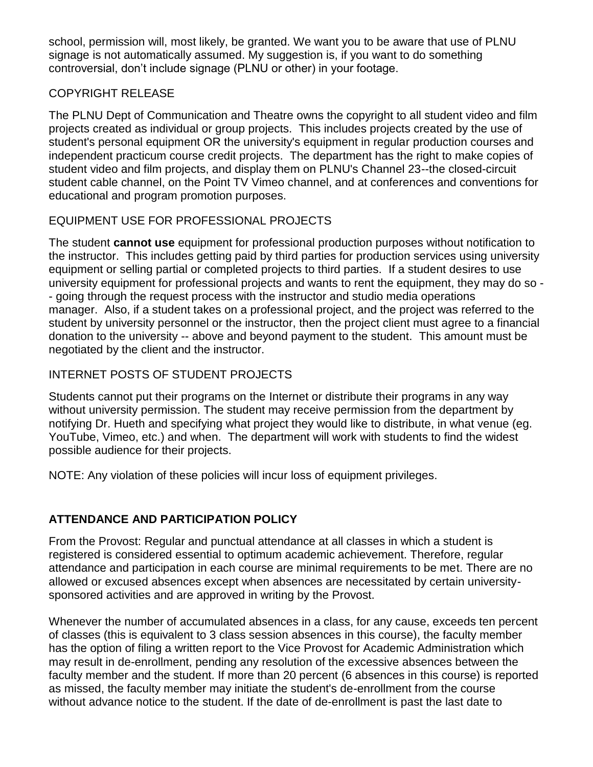school, permission will, most likely, be granted. We want you to be aware that use of PLNU signage is not automatically assumed. My suggestion is, if you want to do something controversial, don't include signage (PLNU or other) in your footage.

COPYRIGHT RELEASE

The PLNU Dept of Communication and Theatre owns the copyright to all student video and film projects created as individual or group projects. This includes projects created by the use of student's personal equipment OR the university's equipment in regular production courses and independent practicum course credit projects. The department has the right to make copies of student video and film projects, and display them on PLNU's Channel 23--the closed-circuit student cable channel, on the Point TV Vimeo channel, and at conferences and conventions for educational and program promotion purposes.

EQUIPMENT USE FOR PROFESSIONAL PROJECTS

The student **cannot use** equipment for professional production purposes without notification to the instructor. This includes getting paid by third parties for production services using university equipment or selling partial or completed projects to third parties. If a student desires to use university equipment for professional projects and wants to rent the equipment, they may do so -- going through the request process with the instructor and studio media operations manager. Also, if a student takes on a professional project, and the project was referred to the student by university personnel or the instructor, then the project client must agree to a financial donation to the university -- above and beyond payment to the student. This amount must be negotiated by the client and the instructor.

INTERNET POSTS OF STUDENT PROJECTS

Students cannot put their programs on the Internet or distribute their programs in any way without university permission. The student may receive permission from the department by notifying Dr. Hueth and specifying what project they would like to distribute, in what venue (eg. YouTube, Vimeo, etc.) and when. The department will work with students to find the widest possible audience for their projects.

NOTE: Any violation of these policies will incur loss of equipment privileges.

## ATTENDANCE AND PARTICIPATION POLICY

From the Provost: Regular and punctual attendance at all classes in which a student is registered is considered essential to optimum academic achievement. Therefore, regular attendance and participation in each course are minimal requirements to be met. There are no allowed or excused absences except when absences are necessitated by certain university-sponsored activities and are approved in writing by the Provost.

Whenever the number of accumulated absences in a class, for any cause, exceeds ten percent of classes (this is equivalent to 3 class session absences in this course), the faculty member has the option of filing a written report to the Vice Provost for Academic Administration which may result in de-enrollment, pending any resolution of the excessive absences between the faculty member and the student. If more than 20 percent (6 absences in this course) is reported as missed, the faculty member may initiate the student's de-enrollment from the course without advance notice to the student. If the date of de-enrollment is past the last date to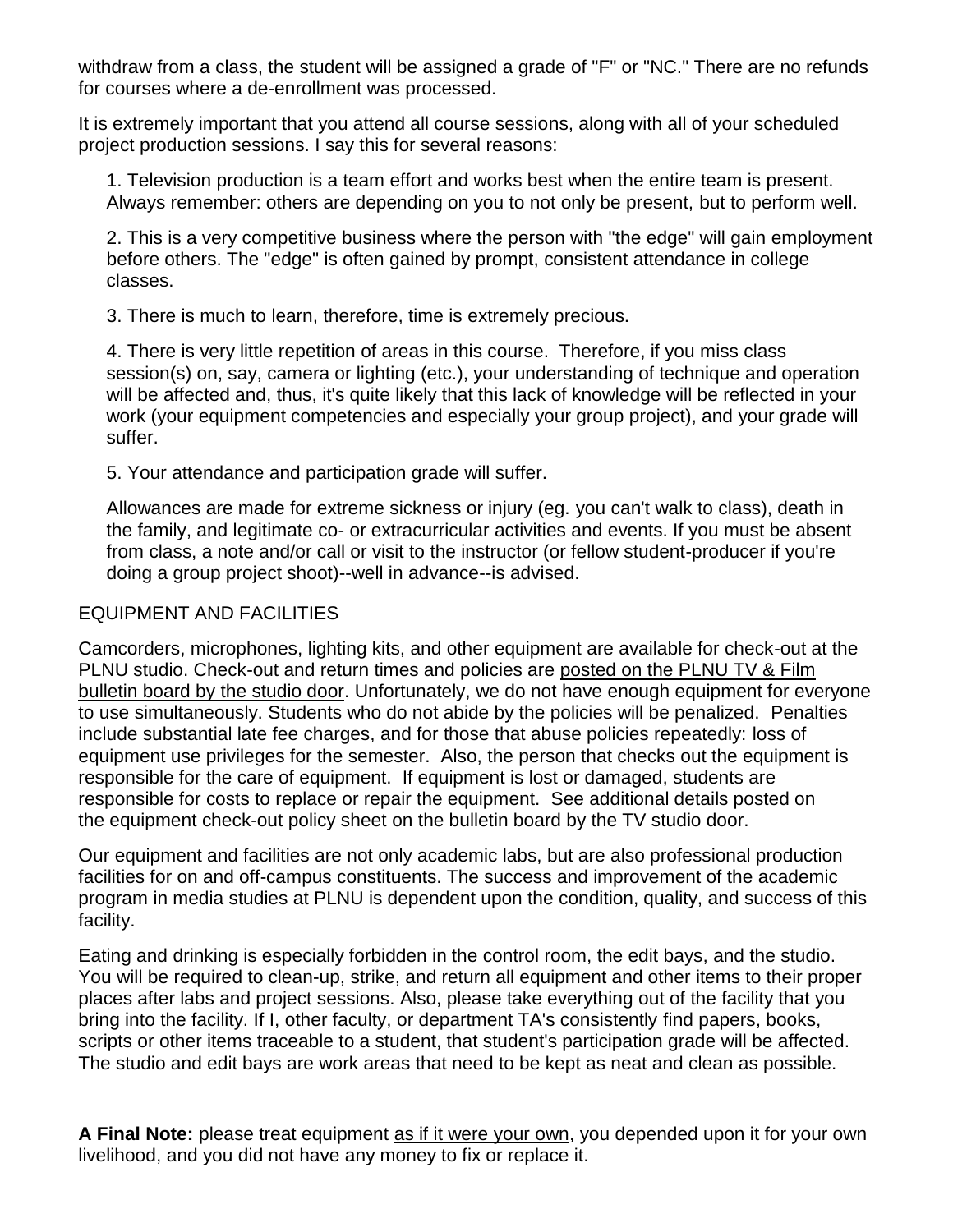withdraw from a class, the student will be assigned a grade of "F" or "NC." There are no refunds for courses where a de-enrollment was processed.

It is extremely important that you attend all course sessions, along with all of your scheduled project production sessions. I say this for several reasons:

1. Television production is a team effort and works best when the entire team is present. Always remember: others are depending on you to not only be present, but to perform well.

2. This is a very competitive business where the person with "the edge" will gain employment before others. The "edge" is often gained by prompt, consistent attendance in college classes.

3. There is much to learn, therefore, time is extremely precious.

4. There is very little repetition of areas in this course. Therefore, if you miss class session(s) on, say, camera or lighting (etc.), your understanding of technique and operation will be affected and, thus, it's quite likely that this lack of knowledge will be reflected in your work (your equipment competencies and especially your group project), and your grade will suffer.

5. Your attendance and participation grade will suffer.

Allowances are made for extreme sickness or injury (eg. you can't walk to class), death in the family, and legitimate co- or extracurricular activities and events. If you must be absent from class, a note and/or call or visit to the instructor (or fellow student-producer if you're doing a group project shoot)--well in advance--is advised.

EQUIPMENT AND FACILITIES

Camcorders, microphones, lighting kits, and other equipment are available for check-out at the PLNU studio. Check-out and return times and policies are posted on the PLNU TV & Film bulletin board by the studio door. Unfortunately, we do not have enough equipment for everyone to use simultaneously. Students who do not abide by the policies will be penalized. Penalties include substantial late fee charges, and for those that abuse policies repeatedly: loss of equipment use privileges for the semester. Also, the person that checks out the equipment is responsible for the care of equipment. If equipment is lost or damaged, students are responsible for costs to replace or repair the equipment. See additional details posted on the equipment check-out policy sheet on the bulletin board by the TV studio door.

Our equipment and facilities are not only academic labs, but are also professional production facilities for on and off-campus constituents. The success and improvement of the academic program in media studies at PLNU is dependent upon the condition, quality, and success of this facility.

Eating and drinking is especially forbidden in the control room, the edit bays, and the studio. You will be required to clean-up, strike, and return all equipment and other items to their proper places after labs and project sessions. Also, please take everything out of the facility that you bring into the facility. If I, other faculty, or department TA's consistently find papers, books, scripts or other items traceable to a student, that student's participation grade will be affected. The studio and edit bays are work areas that need to be kept as neat and clean as possible.

**A Final Note:** please treat equipment as if it were your own, you depended upon it for your own livelihood, and you did not have any money to fix or replace it.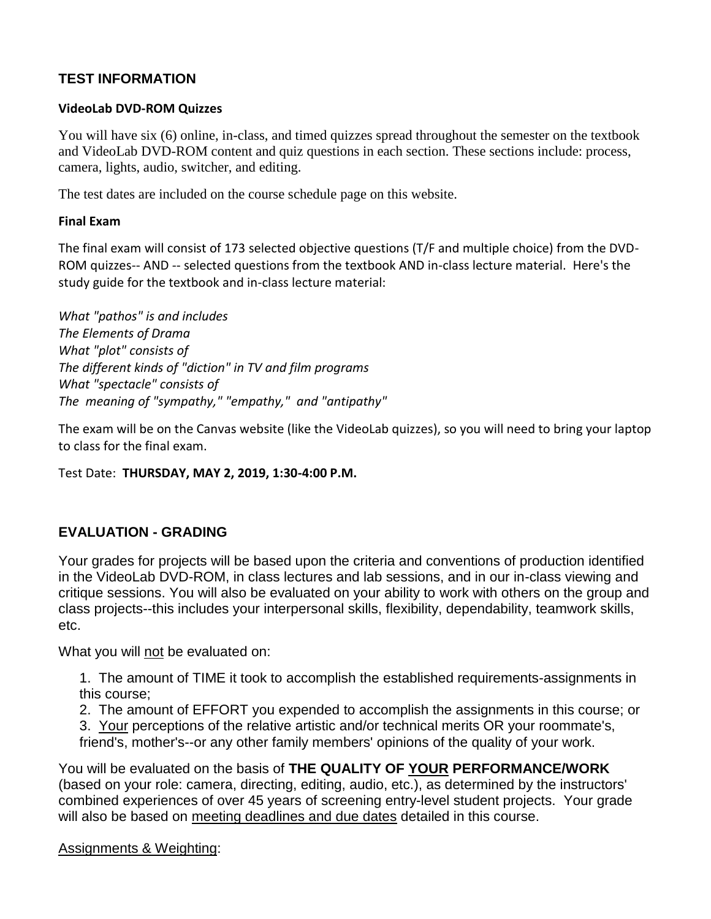## TEST INFORMATION

### VideoLab DVD-ROM Quizzes

You will have six (6) online, in-class, and timed quizzes spread throughout the semester on the textbook and VideoLab DVD-ROM content and quiz questions in each section. These sections include: process, camera, lights, audio, switcher, and editing.

The test dates are included on the course schedule page on this website.

### Final Exam

The final exam will consist of 173 selected objective questions (T/F and multiple choice) from the DVD-ROM quizzes-- AND -- selected questions from the textbook AND in-class lecture material. Here's the study guide for the textbook and in-class lecture material:

*What "pathos" is and includes*
*The Elements of Drama*
*What "plot" consists of*
*The different kinds of "diction" in TV and film programs*
*What "spectacle" consists of*
*The meaning of "sympathy," "empathy," and "antipathy"*

The exam will be on the Canvas website (like the VideoLab quizzes), so you will need to bring your laptop to class for the final exam.

Test Date: **THURSDAY, MAY 2, 2019, 1:30-4:00 P.M.**

## EVALUATION - GRADING

Your grades for projects will be based upon the criteria and conventions of production identified in the VideoLab DVD-ROM, in class lectures and lab sessions, and in our in-class viewing and critique sessions. You will also be evaluated on your ability to work with others on the group and class projects--this includes your interpersonal skills, flexibility, dependability, teamwork skills, etc.

What you will not be evaluated on:

1. The amount of TIME it took to accomplish the established requirements-assignments in this course;
2. The amount of EFFORT you expended to accomplish the assignments in this course; or
3. Your perceptions of the relative artistic and/or technical merits OR your roommate's, friend's, mother's--or any other family members' opinions of the quality of your work.

You will be evaluated on the basis of **THE QUALITY OF YOUR PERFORMANCE/WORK** (based on your role: camera, directing, editing, audio, etc.), as determined by the instructors' combined experiences of over 45 years of screening entry-level student projects. Your grade will also be based on meeting deadlines and due dates detailed in this course.

Assignments & Weighting: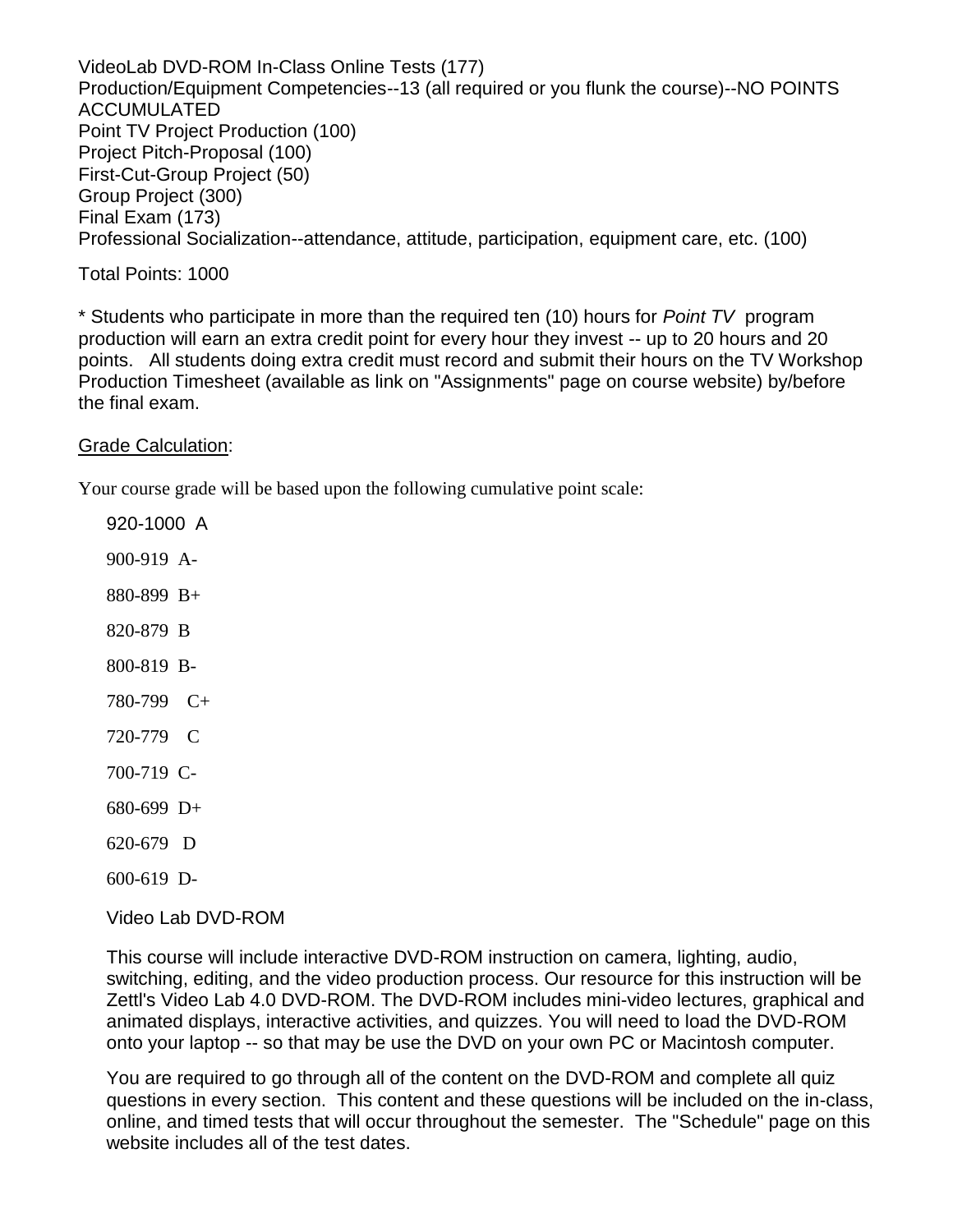VideoLab DVD-ROM In-Class Online Tests (177)
Production/Equipment Competencies--13 (all required or you flunk the course)--NO POINTS ACCUMULATED
Point TV Project Production (100)
Project Pitch-Proposal (100)
First-Cut-Group Project (50)
Group Project (300)
Final Exam (173)
Professional Socialization--attendance, attitude, participation, equipment care, etc. (100)

Total Points: 1000

* Students who participate in more than the required ten (10) hours for *Point TV* program production will earn an extra credit point for every hour they invest -- up to 20 hours and 20 points. All students doing extra credit must record and submit their hours on the TV Workshop Production Timesheet (available as link on "Assignments" page on course website) by/before the final exam.

<u>Grade Calculation</u>:

Your course grade will be based upon the following cumulative point scale:

920-1000 A

900-919 A-

880-899 B+

820-879 B

800-819 B-

780-799 C+

720-779 C

700-719 C-

680-699 D+

620-679 D

600-619 D-

Video Lab DVD-ROM

This course will include interactive DVD-ROM instruction on camera, lighting, audio, switching, editing, and the video production process. Our resource for this instruction will be Zettl's Video Lab 4.0 DVD-ROM. The DVD-ROM includes mini-video lectures, graphical and animated displays, interactive activities, and quizzes. You will need to load the DVD-ROM onto your laptop -- so that may be use the DVD on your own PC or Macintosh computer.

You are required to go through all of the content on the DVD-ROM and complete all quiz questions in every section. This content and these questions will be included on the in-class, online, and timed tests that will occur throughout the semester. The "Schedule" page on this website includes all of the test dates.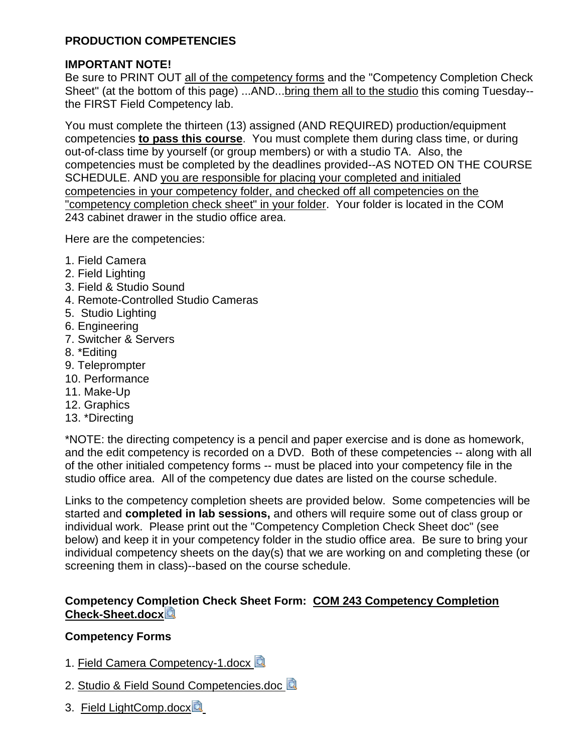**PRODUCTION COMPETENCIES**

**IMPORTANT NOTE!**
Be sure to PRINT OUT <u>all of the competency forms</u> and the "Competency Completion Check Sheet" (at the bottom of this page) ...AND...<u>bring them all to the studio</u> this coming Tuesday--the FIRST Field Competency lab.

You must complete the thirteen (13) assigned (AND REQUIRED) production/equipment competencies **<u>to pass this course</u>**. You must complete them during class time, or during out-of-class time by yourself (or group members) or with a studio TA. Also, the competencies must be completed by the deadlines provided--AS NOTED ON THE COURSE SCHEDULE. AND <u>you are responsible for placing your completed and initialed competencies in your competency folder, and checked off all competencies on the "competency completion check sheet" in your folder</u>. Your folder is located in the COM 243 cabinet drawer in the studio office area.

Here are the competencies:

1. Field Camera
2. Field Lighting
3. Field & Studio Sound
4. Remote-Controlled Studio Cameras
5. Studio Lighting
6. Engineering
7. Switcher & Servers
8. *Editing
9. Teleprompter
10. Performance
11. Make-Up
12. Graphics
13. *Directing

*NOTE: the directing competency is a pencil and paper exercise and is done as homework, and the edit competency is recorded on a DVD. Both of these competencies -- along with all of the other initialed competency forms -- must be placed into your competency file in the studio office area. All of the competency due dates are listed on the course schedule.

Links to the competency completion sheets are provided below. Some competencies will be started and **completed in lab sessions,** and others will require some out of class group or individual work. Please print out the "Competency Completion Check Sheet doc" (see below) and keep it in your competency folder in the studio office area. Be sure to bring your individual competency sheets on the day(s) that we are working on and completing these (or screening them in class)--based on the course schedule.

**Competency Completion Check Sheet Form: <u>COM 243 Competency Completion Check-Sheet.docx</u>**

**Competency Forms**

1. <u>Field Camera Competency-1.docx</u>
2. <u>Studio & Field Sound Competencies.doc</u>
3. <u>Field LightComp.docx</u>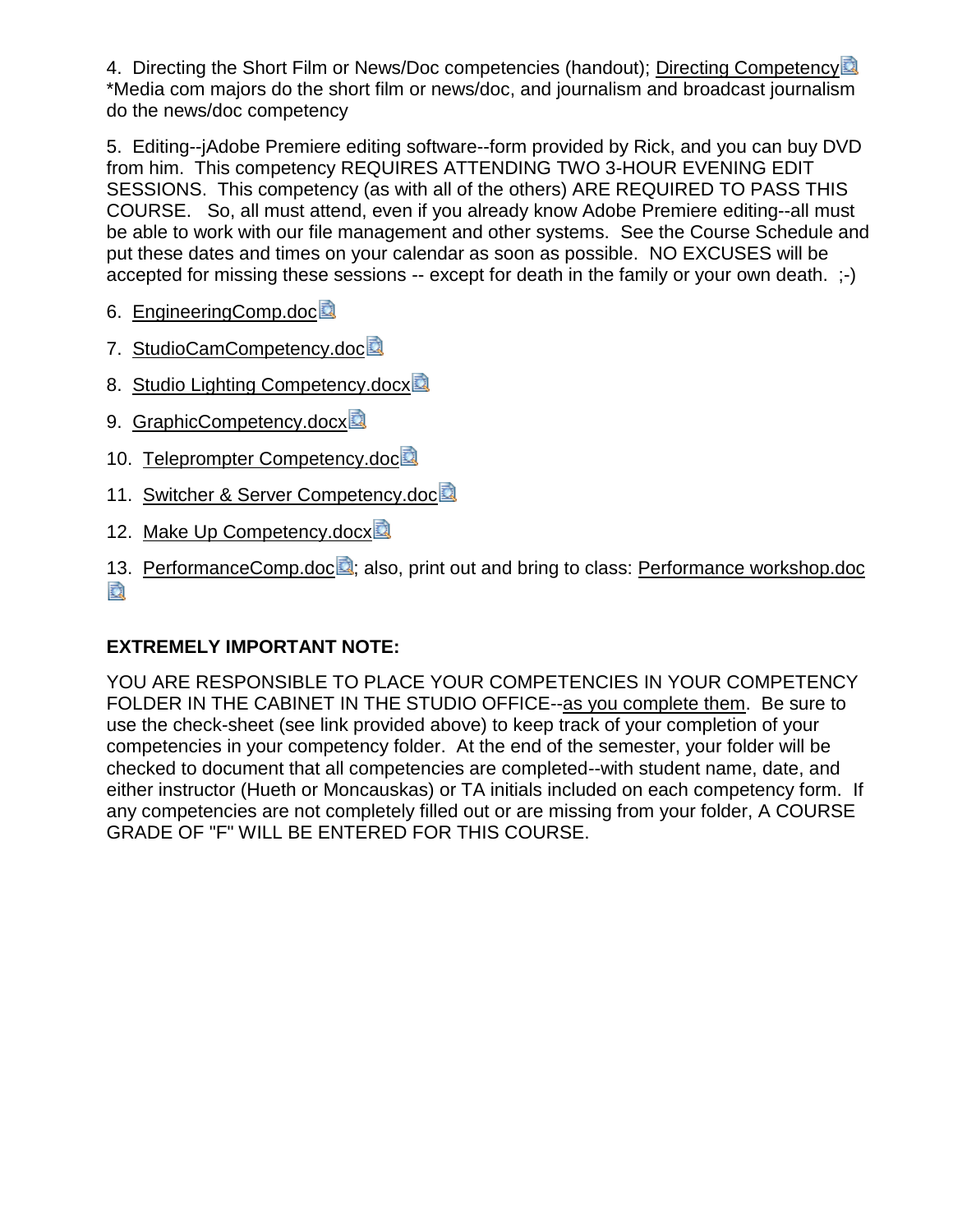4. Directing the Short Film or News/Doc competencies (handout); Directing Competency
*Media com majors do the short film or news/doc, and journalism and broadcast journalism do the news/doc competency

5. Editing--jAdobe Premiere editing software--form provided by Rick, and you can buy DVD from him. This competency REQUIRES ATTENDING TWO 3-HOUR EVENING EDIT SESSIONS. This competency (as with all of the others) ARE REQUIRED TO PASS THIS COURSE. So, all must attend, even if you already know Adobe Premiere editing--all must be able to work with our file management and other systems. See the Course Schedule and put these dates and times on your calendar as soon as possible. NO EXCUSES will be accepted for missing these sessions -- except for death in the family or your own death. ;-)

6. EngineeringComp.doc

7. StudioCamCompetency.doc

8. Studio Lighting Competency.docx

9. GraphicCompetency.docx

10. Teleprompter Competency.doc

11. Switcher & Server Competency.doc

12. Make Up Competency.docx

13. PerformanceComp.doc; also, print out and bring to class: Performance workshop.doc

**EXTREMELY IMPORTANT NOTE:**

YOU ARE RESPONSIBLE TO PLACE YOUR COMPETENCIES IN YOUR COMPETENCY FOLDER IN THE CABINET IN THE STUDIO OFFICE--as you complete them. Be sure to use the check-sheet (see link provided above) to keep track of your completion of your competencies in your competency folder. At the end of the semester, your folder will be checked to document that all competencies are completed--with student name, date, and either instructor (Hueth or Moncauskas) or TA initials included on each competency form. If any competencies are not completely filled out or are missing from your folder, A COURSE GRADE OF "F" WILL BE ENTERED FOR THIS COURSE.